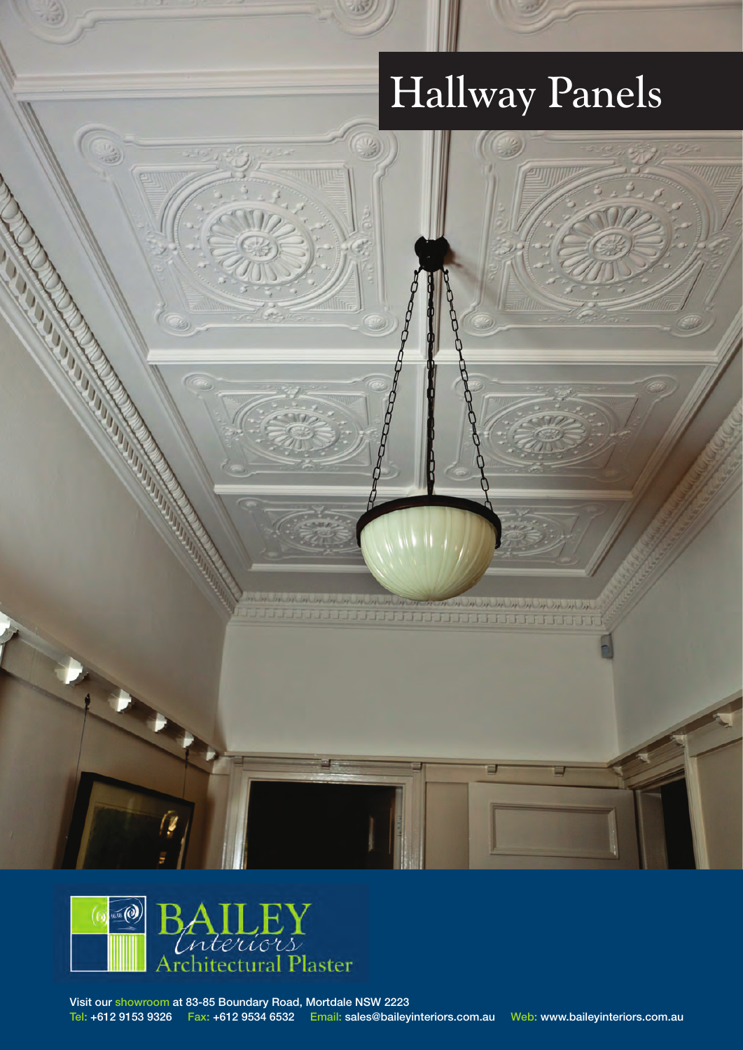# Hallway Panels

BAILEY *Interiors* Architectural Plaster

Visit our showroom at 83-85 Boundary Road, Mortdale NSW 2223

Tel: +612 9153 9326 Fax: +612 9534 6532 Email: sales@baileyinteriors.com.au Web: www.baileyinteriors.com.au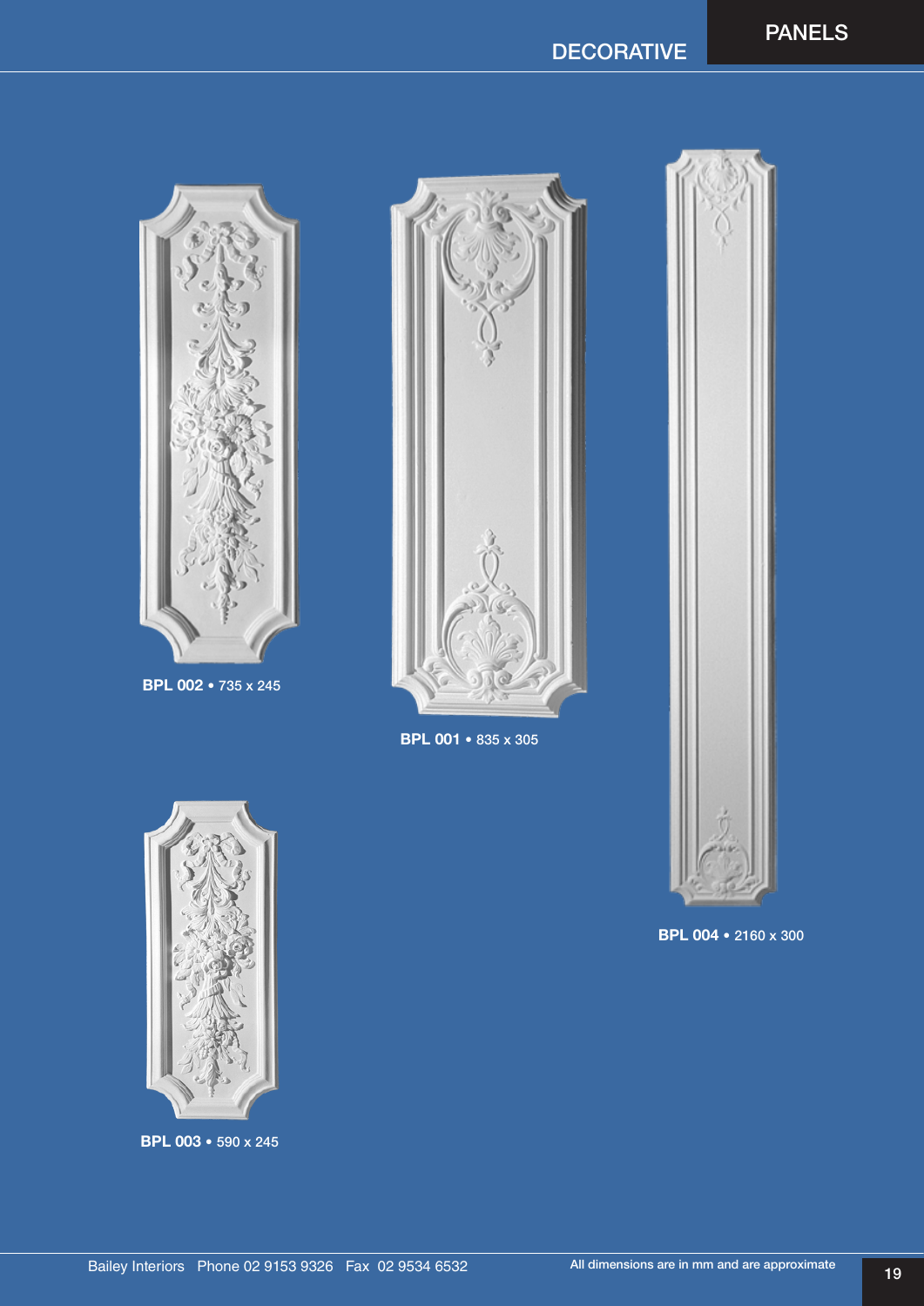# PANELS

## DECORATIVE

**BPL 002** • 735 x 245

**BPL 001** • 835 x 305

**BPL 004** • 2160 x 300

**BPL 003** • 590 x 245

Bailey Interiors Phone 02 9153 9326 Fax 02 9534 6532

All dimensions are in mm and are approximate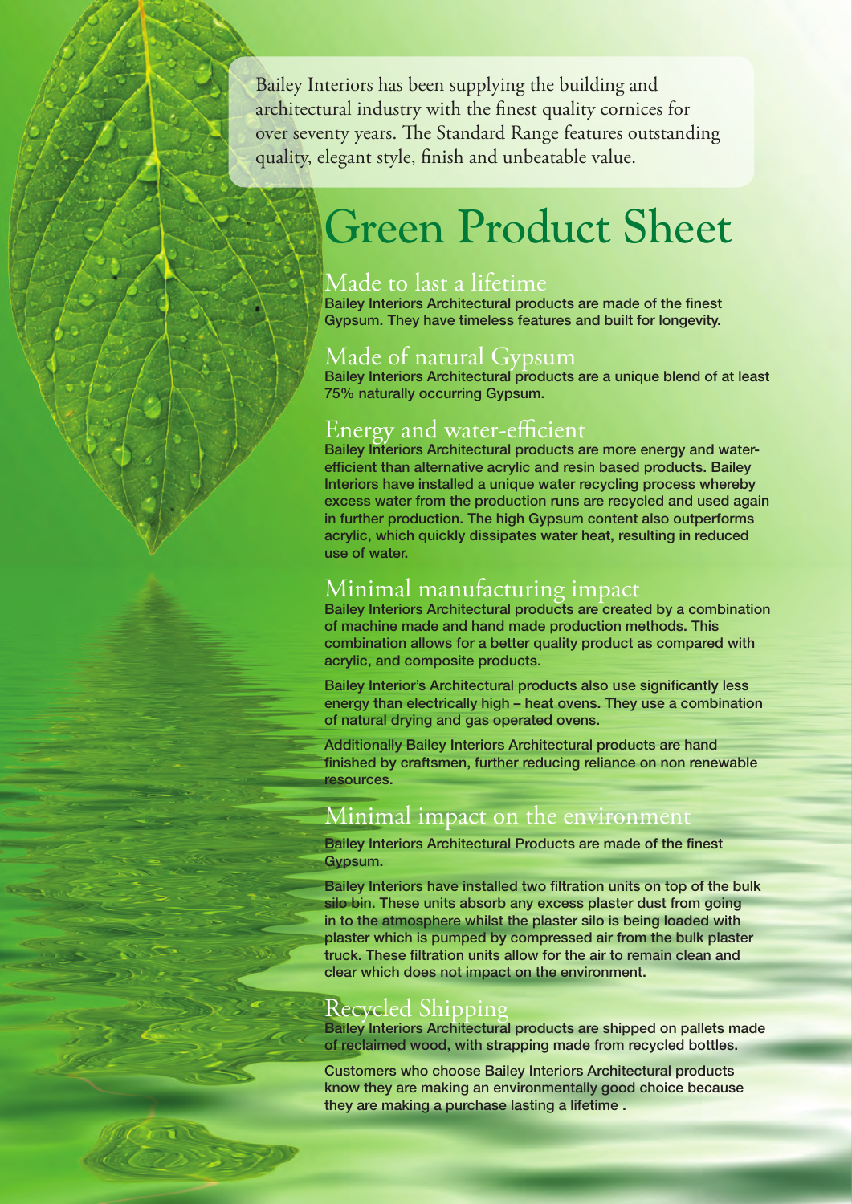Bailey Interiors has been supplying the building and architectural industry with the finest quality cornices for over seventy years. The Standard Range features outstanding quality, elegant style, finish and unbeatable value.

# Green Product Sheet

## Made to last a lifetime

Bailey Interiors Architectural products are made of the finest Gypsum. They have timeless features and built for longevity.

## Made of natural Gypsum

Bailey Interiors Architectural products are a unique blend of at least 75% naturally occurring Gypsum.

## Energy and water-efficient

Bailey Interiors Architectural products are more energy and water-efficient than alternative acrylic and resin based products. Bailey Interiors have installed a unique water recycling process whereby excess water from the production runs are recycled and used again in further production. The high Gypsum content also outperforms acrylic, which quickly dissipates water heat, resulting in reduced use of water.

## Minimal manufacturing impact

Bailey Interiors Architectural products are created by a combination of machine made and hand made production methods. This combination allows for a better quality product as compared with acrylic, and composite products.

Bailey Interior's Architectural products also use significantly less energy than electrically high – heat ovens. They use a combination of natural drying and gas operated ovens.

Additionally Bailey Interiors Architectural products are hand finished by craftsmen, further reducing reliance on non renewable resources.

## Minimal impact on the environment

Bailey Interiors Architectural Products are made of the finest Gypsum.

Bailey Interiors have installed two filtration units on top of the bulk silo bin. These units absorb any excess plaster dust from going in to the atmosphere whilst the plaster silo is being loaded with plaster which is pumped by compressed air from the bulk plaster truck. These filtration units allow for the air to remain clean and clear which does not impact on the environment.

## Recycled Shipping

Bailey Interiors Architectural products are shipped on pallets made of reclaimed wood, with strapping made from recycled bottles.

Customers who choose Bailey Interiors Architectural products know they are making an environmentally good choice because they are making a purchase lasting a lifetime .